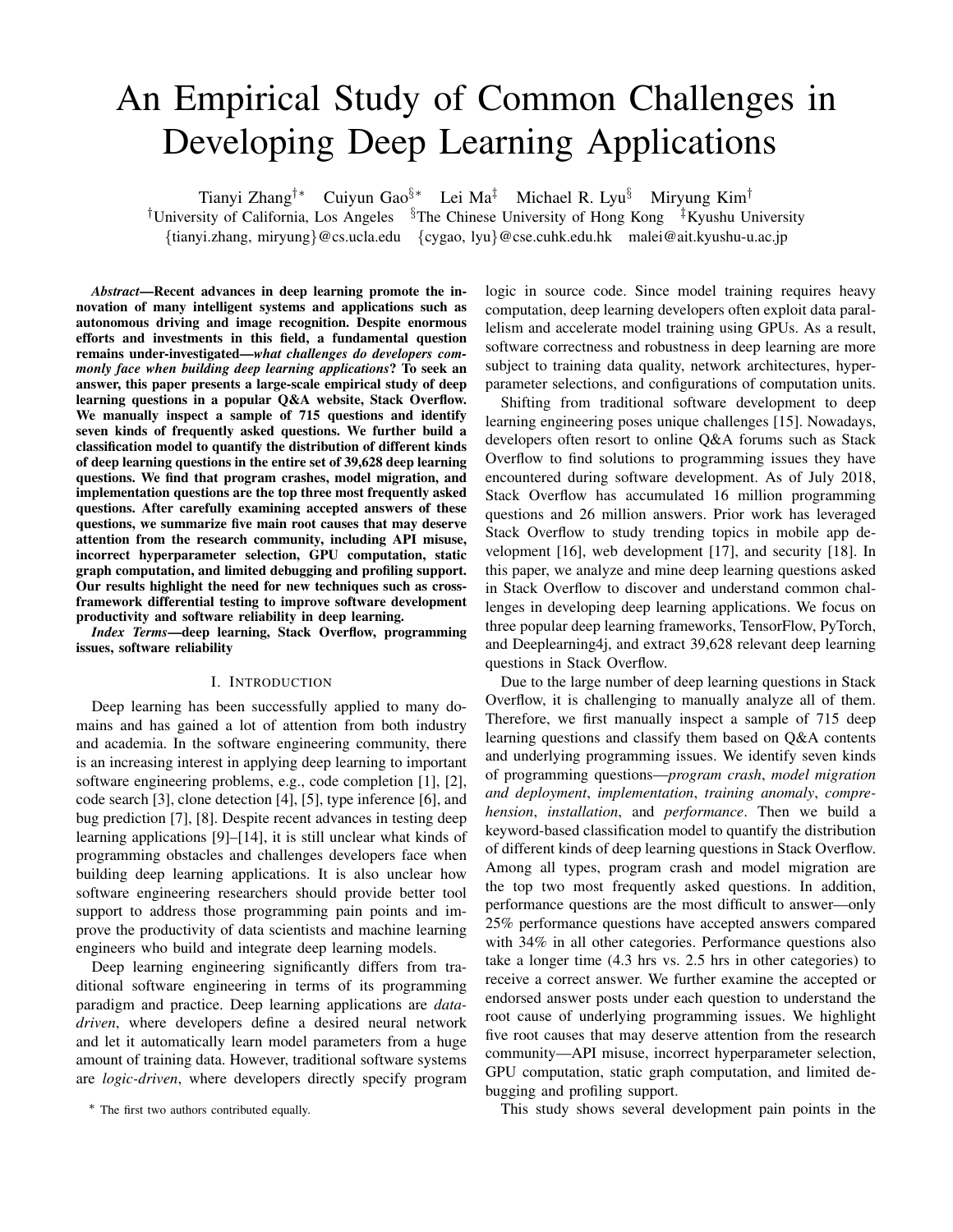# An Empirical Study of Common Challenges in Developing Deep Learning Applications

Tianyi Zhang[†*] Cuiyun Gao[§*] Lei Ma[‡] Michael R. Lyu[§] Miryung Kim[†]

[†]University of California, Los Angeles [§]The Chinese University of Hong Kong [‡]Kyushu University

{tianyi.zhang, miryung}@cs.ucla.edu {cygao, lyu}@cse.cuhk.edu.hk malei@ait.kyushu-u.ac.jp

***Abstract*—Recent advances in deep learning promote the innovation of many intelligent systems and applications such as autonomous driving and image recognition. Despite enormous efforts and investments in this field, a fundamental question remains under-investigated—*what challenges do developers commonly face when building deep learning applications*? To seek an answer, this paper presents a large-scale empirical study of deep learning questions in a popular Q&A website, Stack Overflow. We manually inspect a sample of 715 questions and identify seven kinds of frequently asked questions. We further build a classification model to quantify the distribution of different kinds of deep learning questions in the entire set of 39,628 deep learning questions. We find that program crashes, model migration, and implementation questions are the top three most frequently asked questions. After carefully examining accepted answers of these questions, we summarize five main root causes that may deserve attention from the research community, including API misuse, incorrect hyperparameter selection, GPU computation, static graph computation, and limited debugging and profiling support. Our results highlight the need for new techniques such as cross-framework differential testing to improve software development productivity and software reliability in deep learning.**

***Index Terms*—deep learning, Stack Overflow, programming issues, software reliability**

## I. Introduction

Deep learning has been successfully applied to many domains and has gained a lot of attention from both industry and academia. In the software engineering community, there is an increasing interest in applying deep learning to important software engineering problems, e.g., code completion [1], [2], code search [3], clone detection [4], [5], type inference [6], and bug prediction [7], [8]. Despite recent advances in testing deep learning applications [9]–[14], it is still unclear what kinds of programming obstacles and challenges developers face when building deep learning applications. It is also unclear how software engineering researchers should provide better tool support to address those programming pain points and improve the productivity of data scientists and machine learning engineers who build and integrate deep learning models.

Deep learning engineering significantly differs from traditional software engineering in terms of its programming paradigm and practice. Deep learning applications are *data-driven*, where developers define a desired neural network and let it automatically learn model parameters from a huge amount of training data. However, traditional software systems are *logic-driven*, where developers directly specify program logic in source code. Since model training requires heavy computation, deep learning developers often exploit data parallelism and accelerate model training using GPUs. As a result, software correctness and robustness in deep learning are more subject to training data quality, network architectures, hyperparameter selections, and configurations of computation units.

Shifting from traditional software development to deep learning engineering poses unique challenges [15]. Nowadays, developers often resort to online Q&A forums such as Stack Overflow to find solutions to programming issues they have encountered during software development. As of July 2018, Stack Overflow has accumulated 16 million programming questions and 26 million answers. Prior work has leveraged Stack Overflow to study trending topics in mobile app development [16], web development [17], and security [18]. In this paper, we analyze and mine deep learning questions asked in Stack Overflow to discover and understand common challenges in developing deep learning applications. We focus on three popular deep learning frameworks, TensorFlow, PyTorch, and Deeplearning4j, and extract 39,628 relevant deep learning questions in Stack Overflow.

Due to the large number of deep learning questions in Stack Overflow, it is challenging to manually analyze all of them. Therefore, we first manually inspect a sample of 715 deep learning questions and classify them based on Q&A contents and underlying programming issues. We identify seven kinds of programming questions—*program crash*, *model migration and deployment*, *implementation*, *training anomaly*, *comprehension*, *installation*, and *performance*. Then we build a keyword-based classification model to quantify the distribution of different kinds of deep learning questions in Stack Overflow. Among all types, program crash and model migration are the top two most frequently asked questions. In addition, performance questions are the most difficult to answer—only 25% performance questions have accepted answers compared with 34% in all other categories. Performance questions also take a longer time (4.3 hrs vs. 2.5 hrs in other categories) to receive a correct answer. We further examine the accepted or endorsed answer posts under each question to understand the root cause of underlying programming issues. We highlight five root causes that may deserve attention from the research community—API misuse, incorrect hyperparameter selection, GPU computation, static graph computation, and limited debugging and profiling support.

This study shows several development pain points in the

[*] The first two authors contributed equally.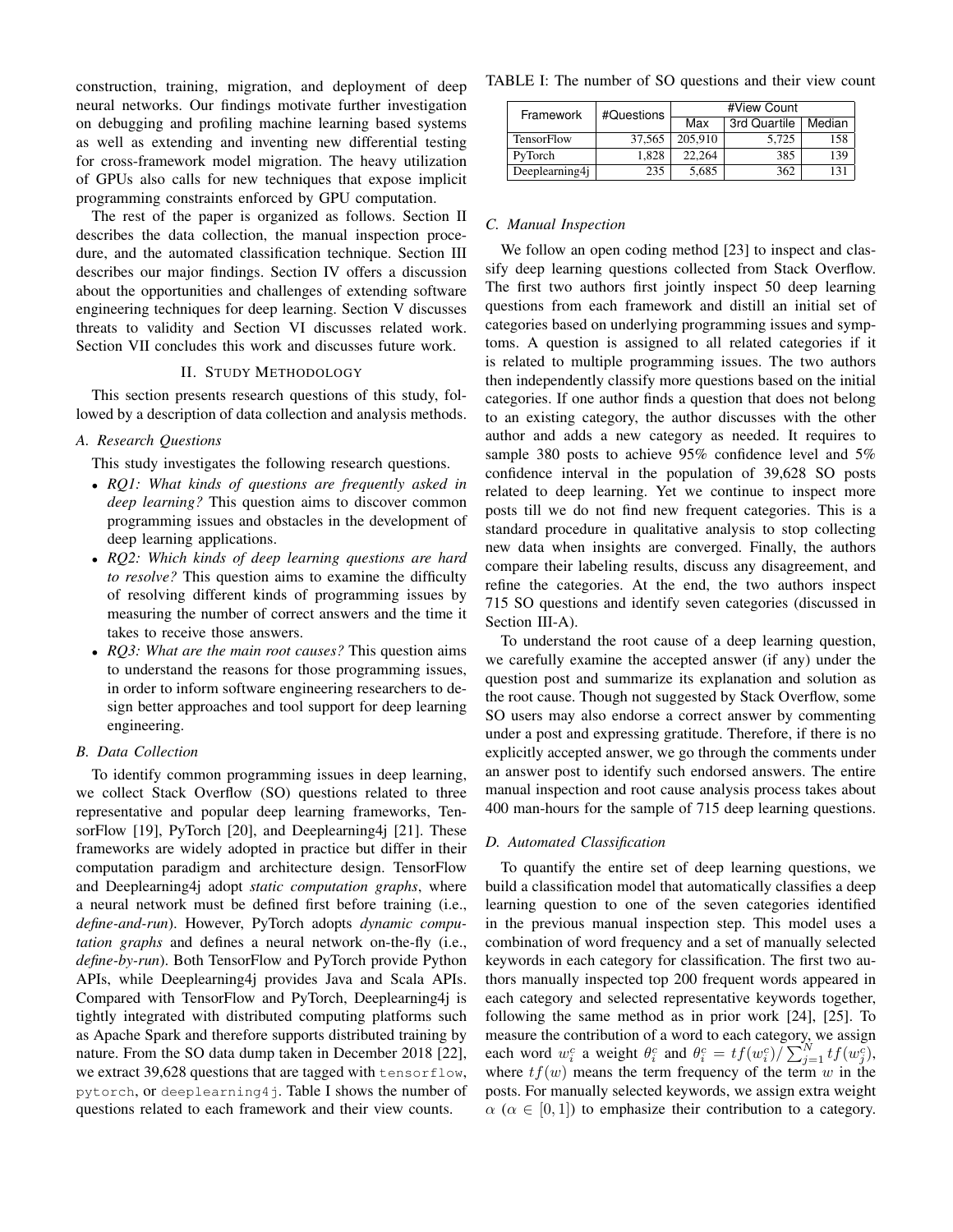construction, training, migration, and deployment of deep neural networks. Our findings motivate further investigation on debugging and profiling machine learning based systems as well as extending and inventing new differential testing for cross-framework model migration. The heavy utilization of GPUs also calls for new techniques that expose implicit programming constraints enforced by GPU computation.

The rest of the paper is organized as follows. Section II describes the data collection, the manual inspection procedure, and the automated classification technique. Section III describes our major findings. Section IV offers a discussion about the opportunities and challenges of extending software engineering techniques for deep learning. Section V discusses threats to validity and Section VI discusses related work. Section VII concludes this work and discusses future work.

## II. Study Methodology

This section presents research questions of this study, followed by a description of data collection and analysis methods.

### A. Research Questions

This study investigates the following research questions.

- *RQ1: What kinds of questions are frequently asked in deep learning?* This question aims to discover common programming issues and obstacles in the development of deep learning applications.
- *RQ2: Which kinds of deep learning questions are hard to resolve?* This question aims to examine the difficulty of resolving different kinds of programming issues by measuring the number of correct answers and the time it takes to receive those answers.
- *RQ3: What are the main root causes?* This question aims to understand the reasons for those programming issues, in order to inform software engineering researchers to design better approaches and tool support for deep learning engineering.

### B. Data Collection

To identify common programming issues in deep learning, we collect Stack Overflow (SO) questions related to three representative and popular deep learning frameworks, TensorFlow [19], PyTorch [20], and Deeplearning4j [21]. These frameworks are widely adopted in practice but differ in their computation paradigm and architecture design. TensorFlow and Deeplearning4j adopt *static computation graphs*, where a neural network must be defined first before training (i.e., *define-and-run*). However, PyTorch adopts *dynamic computation graphs* and defines a neural network on-the-fly (i.e., *define-by-run*). Both TensorFlow and PyTorch provide Python APIs, while Deeplearning4j provides Java and Scala APIs. Compared with TensorFlow and PyTorch, Deeplearning4j is tightly integrated with distributed computing platforms such as Apache Spark and therefore supports distributed training by nature. From the SO data dump taken in December 2018 [22], we extract 39,628 questions that are tagged with `tensorflow`, `pytorch`, or `deeplearning4j`. Table I shows the number of questions related to each framework and their view counts.

TABLE I: The number of SO questions and their view count

| Framework | #Questions | #View Count | | |
|---|---|---|---|---|
| | | Max | 3rd Quartile | Median |
| TensorFlow | 37,565 | 205,910 | 5,725 | 158 |
| PyTorch | 1,828 | 22,264 | 385 | 139 |
| Deeplearning4j | 235 | 5,685 | 362 | 131 |

### C. Manual Inspection

We follow an open coding method [23] to inspect and classify deep learning questions collected from Stack Overflow. The first two authors first jointly inspect 50 deep learning questions from each framework and distill an initial set of categories based on underlying programming issues and symptoms. A question is assigned to all related categories if it is related to multiple programming issues. The two authors then independently classify more questions based on the initial categories. If one author finds a question that does not belong to an existing category, the author discusses with the other author and adds a new category as needed. It requires to sample 380 posts to achieve 95% confidence level and 5% confidence interval in the population of 39,628 SO posts related to deep learning. Yet we continue to inspect more posts till we do not find new frequent categories. This is a standard procedure in qualitative analysis to stop collecting new data when insights are converged. Finally, the authors compare their labeling results, discuss any disagreement, and refine the categories. At the end, the two authors inspect 715 SO questions and identify seven categories (discussed in Section III-A).

To understand the root cause of a deep learning question, we carefully examine the accepted answer (if any) under the question post and summarize its explanation and solution as the root cause. Though not suggested by Stack Overflow, some SO users may also endorse a correct answer by commenting under a post and expressing gratitude. Therefore, if there is no explicitly accepted answer, we go through the comments under an answer post to identify such endorsed answers. The entire manual inspection and root cause analysis process takes about 400 man-hours for the sample of 715 deep learning questions.

### D. Automated Classification

To quantify the entire set of deep learning questions, we build a classification model that automatically classifies a deep learning question to one of the seven categories identified in the previous manual inspection step. This model uses a combination of word frequency and a set of manually selected keywords in each category for classification. The first two authors manually inspected top 200 frequent words appeared in each category and selected representative keywords together, following the same method as in prior work [24], [25]. To measure the contribution of a word to each category, we assign each word $w_i^c$ a weight $\theta_i^c$ and $\theta_i^c = tf(w_i^c) / \sum_{j=1}^{N} tf(w_j^c)$, where $tf(w)$ means the term frequency of the term $w$ in the posts. For manually selected keywords, we assign extra weight $\alpha$ ($\alpha \in [0, 1]$) to emphasize their contribution to a category.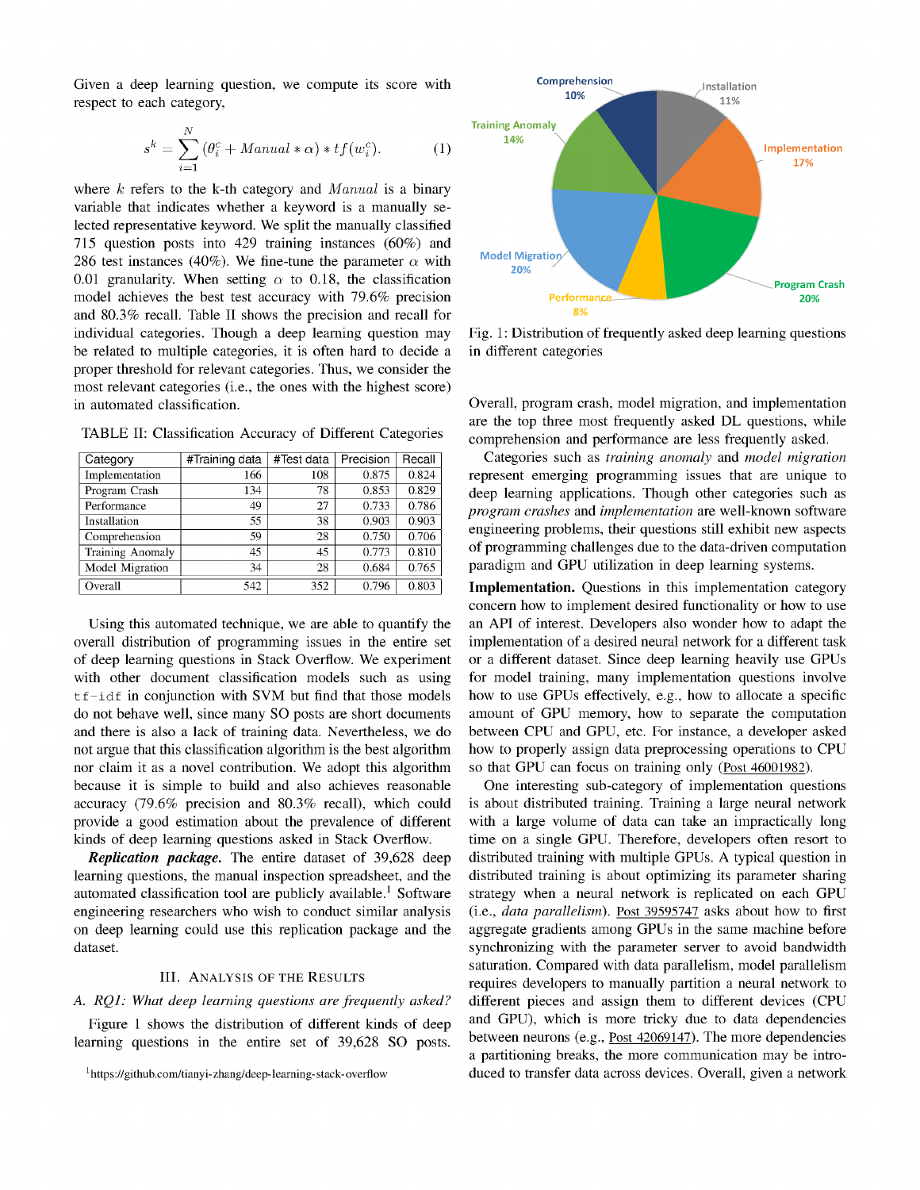Given a deep learning question, we compute its score with respect to each category,

$$s^k = \sum_{i=1}^{N} (\theta_i^c + Manual * \alpha) * tf(w_i^c). \quad (1)$$

where $k$ refers to the k-th category and $Manual$ is a binary variable that indicates whether a keyword is a manually selected representative keyword. We split the manually classified 715 question posts into 429 training instances (60%) and 286 test instances (40%). We fine-tune the parameter $\alpha$ with 0.01 granularity. When setting $\alpha$ to 0.18, the classification model achieves the best test accuracy with 79.6% precision and 80.3% recall. Table II shows the precision and recall for individual categories. Though a deep learning question may be related to multiple categories, it is often hard to decide a proper threshold for relevant categories. Thus, we consider the most relevant categories (i.e., the ones with the highest score) in automated classification.

TABLE II: Classification Accuracy of Different Categories

| Category | #Training data | #Test data | Precision | Recall |
|---|---|---|---|---|
| Implementation | 166 | 108 | 0.875 | 0.824 |
| Program Crash | 134 | 78 | 0.853 | 0.829 |
| Performance | 49 | 27 | 0.733 | 0.786 |
| Installation | 55 | 38 | 0.903 | 0.903 |
| Comprehension | 59 | 28 | 0.750 | 0.706 |
| Training Anomaly | 45 | 45 | 0.773 | 0.810 |
| Model Migration | 34 | 28 | 0.684 | 0.765 |
| Overall | 542 | 352 | 0.796 | 0.803 |

Using this automated technique, we are able to quantify the overall distribution of programming issues in the entire set of deep learning questions in Stack Overflow. We experiment with other document classification models such as using `tf-idf` in conjunction with SVM but find that those models do not behave well, since many SO posts are short documents and there is also a lack of training data. Nevertheless, we do not argue that this classification algorithm is the best algorithm nor claim it as a novel contribution. We adopt this algorithm because it is simple to build and also achieves reasonable accuracy (79.6% precision and 80.3% recall), which could provide a good estimation about the prevalence of different kinds of deep learning questions asked in Stack Overflow.

***Replication package.*** The entire dataset of 39,628 deep learning questions, the manual inspection spreadsheet, and the automated classification tool are publicly available.[1] Software engineering researchers who wish to conduct similar analysis on deep learning could use this replication package and the dataset.

## III. Analysis of the Results

### A. RQ1: What deep learning questions are frequently asked?

Figure 1 shows the distribution of different kinds of deep learning questions in the entire set of 39,628 SO posts.

[1] https://github.com/tianyi-zhang/deep-learning-stack-overflow

Comprehension 10%, Installation 11%, Implementation 17%, Program Crash 20%, Performance 8%, Model Migration 20%, Training Anomaly 14%

Fig. 1: Distribution of frequently asked deep learning questions in different categories

Overall, program crash, model migration, and implementation are the top three most frequently asked DL questions, while comprehension and performance are less frequently asked.

Categories such as *training anomaly* and *model migration* represent emerging programming issues that are unique to deep learning applications. Though other categories such as *program crashes* and *implementation* are well-known software engineering problems, their questions still exhibit new aspects of programming challenges due to the data-driven computation paradigm and GPU utilization in deep learning systems.

**Implementation.** Questions in this implementation category concern how to implement desired functionality or how to use an API of interest. Developers also wonder how to adapt the implementation of a desired neural network for a different task or a different dataset. Since deep learning heavily use GPUs for model training, many implementation questions involve how to use GPUs effectively, e.g., how to allocate a specific amount of GPU memory, how to separate the computation between CPU and GPU, etc. For instance, a developer asked how to properly assign data preprocessing operations to CPU so that GPU can focus on training only (Post 46001982).

One interesting sub-category of implementation questions is about distributed training. Training a large neural network with a large volume of data can take an impractically long time on a single GPU. Therefore, developers often resort to distributed training with multiple GPUs. A typical question in distributed training is about optimizing its parameter sharing strategy when a neural network is replicated on each GPU (i.e., *data parallelism*). Post 39595747 asks about how to first aggregate gradients among GPUs in the same machine before synchronizing with the parameter server to avoid bandwidth saturation. Compared with data parallelism, model parallelism requires developers to manually partition a neural network to different pieces and assign them to different devices (CPU and GPU), which is more tricky due to data dependencies between neurons (e.g., Post 42069147). The more dependencies a partitioning breaks, the more communication may be introduced to transfer data across devices. Overall, given a network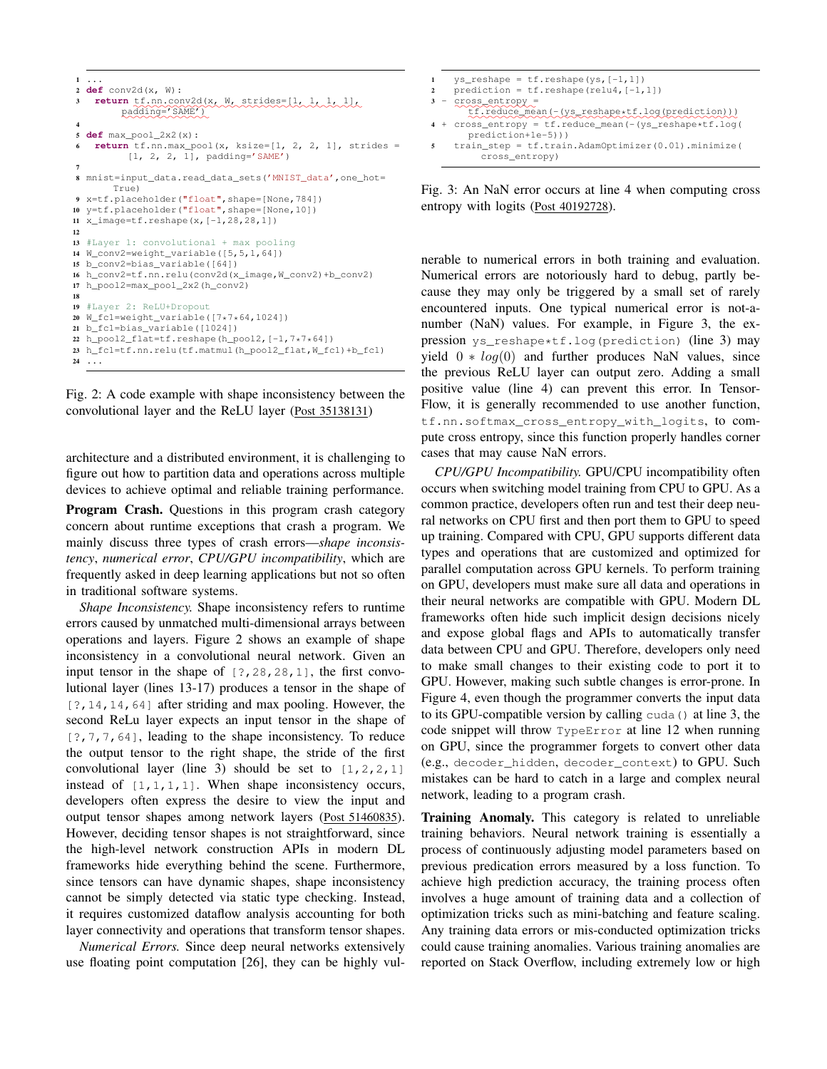```
1  ...
2  def conv2d(x, W):
3    return tf.nn.conv2d(x, W, strides=[1, 1, 1, 1],
         padding='SAME')
4
5  def max_pool_2x2(x):
6    return tf.nn.max_pool(x, ksize=[1, 2, 2, 1], strides =
         [1, 2, 2, 1], padding='SAME')
7
8  mnist=input_data.read_data_sets('MNIST_data',one_hot=
       True)
9  x=tf.placeholder("float",shape=[None,784])
10 y=tf.placeholder("float",shape=[None,10])
11 x_image=tf.reshape(x,[-1,28,28,1])
12
13 #Layer 1: convolutional + max pooling
14 W_conv2=weight_variable([5,5,1,64])
15 b_conv2=bias_variable([64])
16 h_conv2=tf.nn.relu(conv2d(x_image,W_conv2)+b_conv2)
17 h_pool2=max_pool_2x2(h_conv2)
18
19 #Layer 2: ReLU+Dropout
20 W_fc1=weight_variable([7*7*64,1024])
21 b_fc1=bias_variable([1024])
22 h_pool2_flat=tf.reshape(h_pool2,[-1,7*7*64])
23 h_fc1=tf.nn.relu(tf.matmul(h_pool2_flat,W_fc1)+b_fc1)
24 ...
```

Fig. 2: A code example with shape inconsistency between the convolutional layer and the ReLU layer (Post 35138131)

architecture and a distributed environment, it is challenging to figure out how to partition data and operations across multiple devices to achieve optimal and reliable training performance.

**Program Crash.** Questions in this program crash category concern about runtime exceptions that crash a program. We mainly discuss three types of crash errors—*shape inconsistency*, *numerical error*, *CPU/GPU incompatibility*, which are frequently asked in deep learning applications but not so often in traditional software systems.

*Shape Inconsistency.* Shape inconsistency refers to runtime errors caused by unmatched multi-dimensional arrays between operations and layers. Figure 2 shows an example of shape inconsistency in a convolutional neural network. Given an input tensor in the shape of `[?,28,28,1]`, the first convolutional layer (lines 13-17) produces a tensor in the shape of `[?,14,14,64]` after striding and max pooling. However, the second ReLu layer expects an input tensor in the shape of `[?,7,7,64]`, leading to the shape inconsistency. To reduce the output tensor to the right shape, the stride of the first convolutional layer (line 3) should be set to `[1,2,2,1]` instead of `[1,1,1,1]`. When shape inconsistency occurs, developers often express the desire to view the input and output tensor shapes among network layers (Post 51460835). However, deciding tensor shapes is not straightforward, since the high-level network construction APIs in modern DL frameworks hide everything behind the scene. Furthermore, since tensors can have dynamic shapes, shape inconsistency cannot be simply detected via static type checking. Instead, it requires customized dataflow analysis accounting for both layer connectivity and operations that transform tensor shapes.

*Numerical Errors.* Since deep neural networks extensively use floating point computation [26], they can be highly vulnerable to numerical errors in both training and evaluation. Numerical errors are notoriously hard to debug, partly because they may only be triggered by a small set of rarely encountered inputs. One typical numerical error is not-a-number (NaN) values. For example, in Figure 3, the expression `ys_reshape*tf.log(prediction)` (line 3) may yield $0 * log(0)$ and further produces NaN values, since the previous ReLU layer can output zero. Adding a small positive value (line 4) can prevent this error. In TensorFlow, it is generally recommended to use another function, `tf.nn.softmax_cross_entropy_with_logits`, to compute cross entropy, since this function properly handles corner cases that may cause NaN errors.

```
1    ys_reshape = tf.reshape(ys,[-1,1])
2    prediction = tf.reshape(relu4,[-1,1])
3  - cross_entropy =
       tf.reduce_mean(-(ys_reshape*tf.log(prediction)))
4  + cross_entropy = tf.reduce_mean(-(ys_reshape*tf.log(
       prediction+1e-5)))
5    train_step = tf.train.AdamOptimizer(0.01).minimize(
       cross_entropy)
```

Fig. 3: An NaN error occurs at line 4 when computing cross entropy with logits (Post 40192728).

*CPU/GPU Incompatibility.* GPU/CPU incompatibility often occurs when switching model training from CPU to GPU. As a common practice, developers often run and test their deep neural networks on CPU first and then port them to GPU to speed up training. Compared with CPU, GPU supports different data types and operations that are customized and optimized for parallel computation across GPU kernels. To perform training on GPU, developers must make sure all data and operations in their neural networks are compatible with GPU. Modern DL frameworks often hide such implicit design decisions nicely and expose global flags and APIs to automatically transfer data between CPU and GPU. Therefore, developers only need to make small changes to their existing code to port it to GPU. However, making such subtle changes is error-prone. In Figure 4, even though the programmer converts the input data to its GPU-compatible version by calling `cuda()` at line 3, the code snippet will throw `TypeError` at line 12 when running on GPU, since the programmer forgets to convert other data (e.g., `decoder_hidden`, `decoder_context`) to GPU. Such mistakes can be hard to catch in a large and complex neural network, leading to a program crash.

**Training Anomaly.** This category is related to unreliable training behaviors. Neural network training is essentially a process of continuously adjusting model parameters based on previous predication errors measured by a loss function. To achieve high prediction accuracy, the training process often involves a huge amount of training data and a collection of optimization tricks such as mini-batching and feature scaling. Any training data errors or mis-conducted optimization tricks could cause training anomalies. Various training anomalies are reported on Stack Overflow, including extremely low or high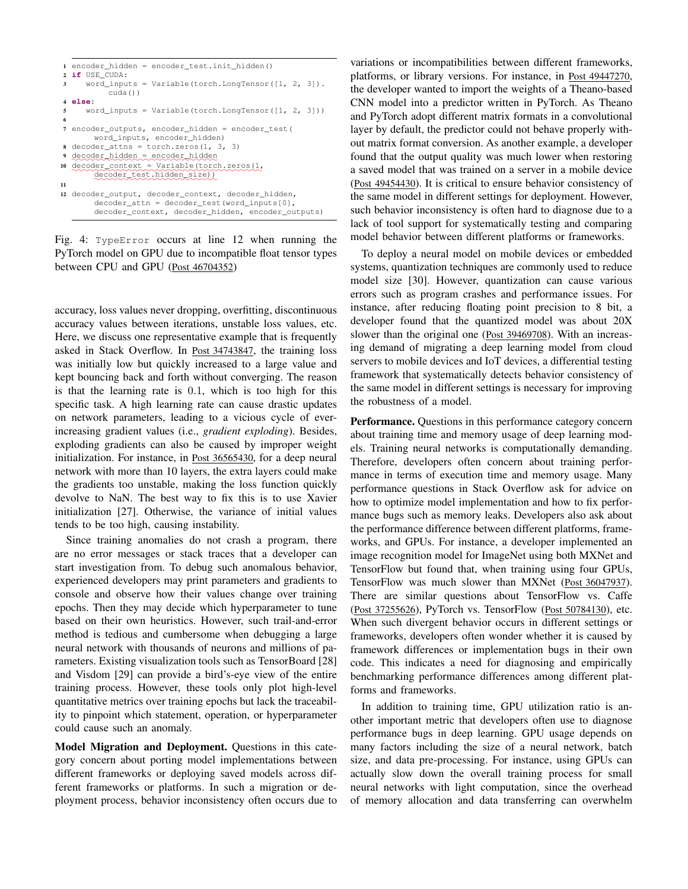```python
encoder_hidden = encoder_test.init_hidden()
if USE_CUDA:
    word_inputs = Variable(torch.LongTensor([1, 2, 3]).
        cuda())
else:
    word_inputs = Variable(torch.LongTensor([1, 2, 3]))

encoder_outputs, encoder_hidden = encoder_test(
    word_inputs, encoder_hidden)
decoder_attns = torch.zeros(1, 3, 3)
decoder_hidden = encoder_hidden
decoder_context = Variable(torch.zeros(1,
    decoder_test.hidden_size))

decoder_output, decoder_context, decoder_hidden,
    decoder_attn = decoder_test(word_inputs[0],
    decoder_context, decoder_hidden, encoder_outputs)
```

Fig. 4: `TypeError` occurs at line 12 when running the PyTorch model on GPU due to incompatible float tensor types between CPU and GPU (Post 46704352)

accuracy, loss values never dropping, overfitting, discontinuous accuracy values between iterations, unstable loss values, etc. Here, we discuss one representative example that is frequently asked in Stack Overflow. In Post 34743847, the training loss was initially low but quickly increased to a large value and kept bouncing back and forth without converging. The reason is that the learning rate is $0.1$, which is too high for this specific task. A high learning rate can cause drastic updates on network parameters, leading to a vicious cycle of ever-increasing gradient values (i.e., *gradient exploding*). Besides, exploding gradients can also be caused by improper weight initialization. For instance, in Post 36565430, for a deep neural network with more than 10 layers, the extra layers could make the gradients too unstable, making the loss function quickly devolve to NaN. The best way to fix this is to use Xavier initialization [27]. Otherwise, the variance of initial values tends to be too high, causing instability.

Since training anomalies do not crash a program, there are no error messages or stack traces that a developer can start investigation from. To debug such anomalous behavior, experienced developers may print parameters and gradients to console and observe how their values change over training epochs. Then they may decide which hyperparameter to tune based on their own heuristics. However, such trail-and-error method is tedious and cumbersome when debugging a large neural network with thousands of neurons and millions of parameters. Existing visualization tools such as TensorBoard [28] and Visdom [29] can provide a bird's-eye view of the entire training process. However, these tools only plot high-level quantitative metrics over training epochs but lack the traceability to pinpoint which statement, operation, or hyperparameter could cause such an anomaly.

**Model Migration and Deployment.** Questions in this category concern about porting model implementations between different frameworks or deploying saved models across different frameworks or platforms. In such a migration or deployment process, behavior inconsistency often occurs due to variations or incompatibilities between different frameworks, platforms, or library versions. For instance, in Post 49447270, the developer wanted to import the weights of a Theano-based CNN model into a predictor written in PyTorch. As Theano and PyTorch adopt different matrix formats in a convolutional layer by default, the predictor could not behave properly without matrix format conversion. As another example, a developer found that the output quality was much lower when restoring a saved model that was trained on a server in a mobile device (Post 49454430). It is critical to ensure behavior consistency of the same model in different settings for deployment. However, such behavior inconsistency is often hard to diagnose due to a lack of tool support for systematically testing and comparing model behavior between different platforms or frameworks.

To deploy a neural model on mobile devices or embedded systems, quantization techniques are commonly used to reduce model size [30]. However, quantization can cause various errors such as program crashes and performance issues. For instance, after reducing floating point precision to 8 bit, a developer found that the quantized model was about 20X slower than the original one (Post 39469708). With an increasing demand of migrating a deep learning model from cloud servers to mobile devices and IoT devices, a differential testing framework that systematically detects behavior consistency of the same model in different settings is necessary for improving the robustness of a model.

**Performance.** Questions in this performance category concern about training time and memory usage of deep learning models. Training neural networks is computationally demanding. Therefore, developers often concern about training performance in terms of execution time and memory usage. Many performance questions in Stack Overflow ask for advice on how to optimize model implementation and how to fix performance bugs such as memory leaks. Developers also ask about the performance difference between different platforms, frameworks, and GPUs. For instance, a developer implemented an image recognition model for ImageNet using both MXNet and TensorFlow but found that, when training using four GPUs, TensorFlow was much slower than MXNet (Post 36047937). There are similar questions about TensorFlow vs. Caffe (Post 37255626), PyTorch vs. TensorFlow (Post 50784130), etc. When such divergent behavior occurs in different settings or frameworks, developers often wonder whether it is caused by framework differences or implementation bugs in their own code. This indicates a need for diagnosing and empirically benchmarking performance differences among different platforms and frameworks.

In addition to training time, GPU utilization ratio is another important metric that developers often use to diagnose performance bugs in deep learning. GPU usage depends on many factors including the size of a neural network, batch size, and data pre-processing. For instance, using GPUs can actually slow down the overall training process for small neural networks with light computation, since the overhead of memory allocation and data transferring can overwhelm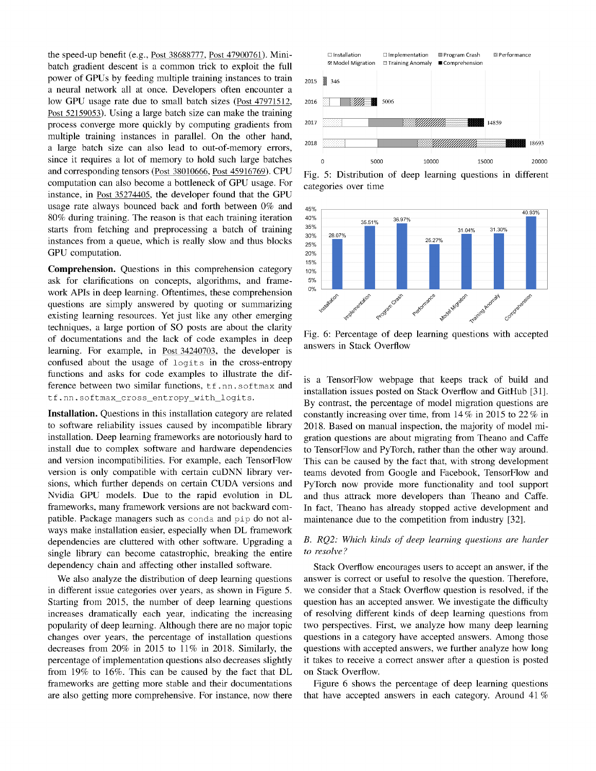the speed-up benefit (e.g., Post 38688777, Post 47900761). Mini-batch gradient descent is a common trick to exploit the full power of GPUs by feeding multiple training instances to train a neural network all at once. Developers often encounter a low GPU usage rate due to small batch sizes (Post 47971512, Post 52159053). Using a large batch size can make the training process converge more quickly by computing gradients from multiple training instances in parallel. On the other hand, a large batch size can also lead to out-of-memory errors, since it requires a lot of memory to hold such large batches and corresponding tensors (Post 38010666, Post 45916769). CPU computation can also become a bottleneck of GPU usage. For instance, in Post 35274405, the developer found that the GPU usage rate always bounced back and forth between 0% and 80% during training. The reason is that each training iteration starts from fetching and preprocessing a batch of training instances from a queue, which is really slow and thus blocks GPU computation.

**Comprehension.** Questions in this comprehension category ask for clarifications on concepts, algorithms, and framework APIs in deep learning. Oftentimes, these comprehension questions are simply answered by quoting or summarizing existing learning resources. Yet just like any other emerging techniques, a large portion of SO posts are about the clarity of documentations and the lack of code examples in deep learning. For example, in Post 34240703, the developer is confused about the usage of `logits` in the cross-entropy functions and asks for code examples to illustrate the difference between two similar functions, `tf.nn.softmax` and `tf.nn.softmax_cross_entropy_with_logits`.

**Installation.** Questions in this installation category are related to software reliability issues caused by incompatible library installation. Deep learning frameworks are notoriously hard to install due to complex software and hardware dependencies and version incompatibilities. For example, each TensorFlow version is only compatible with certain cuDNN library versions, which further depends on certain CUDA versions and Nvidia GPU models. Due to the rapid evolution in DL frameworks, many framework versions are not backward compatible. Package managers such as `conda` and `pip` do not always make installation easier, especially when DL framework dependencies are cluttered with other software. Upgrading a single library can become catastrophic, breaking the entire dependency chain and affecting other installed software.

We also analyze the distribution of deep learning questions in different issue categories over years, as shown in Figure 5. Starting from 2015, the number of deep learning questions increases dramatically each year, indicating the increasing popularity of deep learning. Although there are no major topic changes over years, the percentage of installation questions decreases from 20% in 2015 to 11% in 2018. Similarly, the percentage of implementation questions also decreases slightly from 19% to 16%. This can be caused by the fact that DL frameworks are getting more stable and their documentations are also getting more comprehensive. For instance, now there is a TensorFlow webpage that keeps track of build and installation issues posted on Stack Overflow and GitHub [31]. By contrast, the percentage of model migration questions are constantly increasing over time, from 14 % in 2015 to 22 % in 2018. Based on manual inspection, the majority of model migration questions are about migrating from Theano and Caffe to TensorFlow and PyTorch, rather than the other way around. This can be caused by the fact that, with strong development teams devoted from Google and Facebook, TensorFlow and PyTorch now provide more functionality and tool support and thus attract more developers than Theano and Caffe. In fact, Theano has already stopped active development and maintenance due to the competition from industry [32].

Fig. 5: Distribution of deep learning questions in different categories over time

Fig. 6: Percentage of deep learning questions with accepted answers in Stack Overflow

### B. RQ2: Which kinds of deep learning questions are harder to resolve?

Stack Overflow encourages users to accept an answer, if the answer is correct or useful to resolve the question. Therefore, we consider that a Stack Overflow question is resolved, if the question has an accepted answer. We investigate the difficulty of resolving different kinds of deep learning questions from two perspectives. First, we analyze how many deep learning questions in a category have accepted answers. Among those questions with accepted answers, we further analyze how long it takes to receive a correct answer after a question is posted on Stack Overflow.

Figure 6 shows the percentage of deep learning questions that have accepted answers in each category. Around 41 %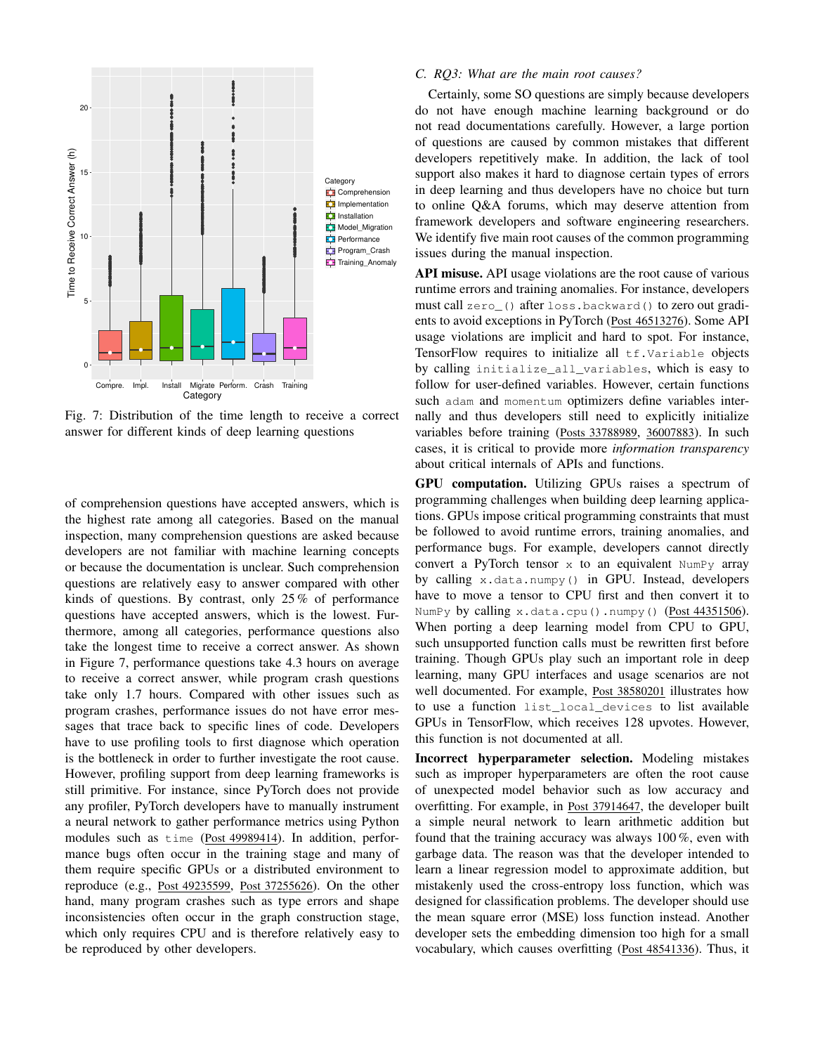Fig. 7: Distribution of the time length to receive a correct answer for different kinds of deep learning questions

of comprehension questions have accepted answers, which is the highest rate among all categories. Based on the manual inspection, many comprehension questions are asked because developers are not familiar with machine learning concepts or because the documentation is unclear. Such comprehension questions are relatively easy to answer compared with other kinds of questions. By contrast, only 25% of performance questions have accepted answers, which is the lowest. Furthermore, among all categories, performance questions also take the longest time to receive a correct answer. As shown in Figure 7, performance questions take 4.3 hours on average to receive a correct answer, while program crash questions take only 1.7 hours. Compared with other issues such as program crashes, performance issues do not have error messages that trace back to specific lines of code. Developers have to use profiling tools to first diagnose which operation is the bottleneck in order to further investigate the root cause. However, profiling support from deep learning frameworks is still primitive. For instance, since PyTorch does not provide any profiler, PyTorch developers have to manually instrument a neural network to gather performance metrics using Python modules such as `time` (Post 49989414). In addition, performance bugs often occur in the training stage and many of them require specific GPUs or a distributed environment to reproduce (e.g., Post 49235599, Post 37255626). On the other hand, many program crashes such as type errors and shape inconsistencies often occur in the graph construction stage, which only requires CPU and is therefore relatively easy to be reproduced by other developers.

### C. RQ3: What are the main root causes?

Certainly, some SO questions are simply because developers do not have enough machine learning background or do not read documentations carefully. However, a large portion of questions are caused by common mistakes that different developers repetitively make. In addition, the lack of tool support also makes it hard to diagnose certain types of errors in deep learning and thus developers have no choice but turn to online Q&A forums, which may deserve attention from framework developers and software engineering researchers. We identify five main root causes of the common programming issues during the manual inspection.

**API misuse.** API usage violations are the root cause of various runtime errors and training anomalies. For instance, developers must call `zero_()` after `loss.backward()` to zero out gradients to avoid exceptions in PyTorch (Post 46513276). Some API usage violations are implicit and hard to spot. For instance, TensorFlow requires to initialize all `tf.Variable` objects by calling `initialize_all_variables`, which is easy to follow for user-defined variables. However, certain functions such `adam` and `momentum` optimizers define variables internally and thus developers still need to explicitly initialize variables before training (Posts 33788989, 36007883). In such cases, it is critical to provide more *information transparency* about critical internals of APIs and functions.

**GPU computation.** Utilizing GPUs raises a spectrum of programming challenges when building deep learning applications. GPUs impose critical programming constraints that must be followed to avoid runtime errors, training anomalies, and performance bugs. For example, developers cannot directly convert a PyTorch tensor `x` to an equivalent `NumPy` array by calling `x.data.numpy()` in GPU. Instead, developers have to convert a tensor to CPU first and then convert it to `NumPy` by calling `x.data.cpu().numpy()` (Post 44351506). When porting a deep learning model from CPU to GPU, such unsupported function calls must be rewritten first before training. Though GPUs play such an important role in deep learning, many GPU interfaces and usage scenarios are not well documented. For example, Post 38580201 illustrates how to use a function `list_local_devices` to list available GPUs in TensorFlow, which receives 128 upvotes. However, this function is not documented at all.

**Incorrect hyperparameter selection.** Modeling mistakes such as improper hyperparameters are often the root cause of unexpected model behavior such as low accuracy and overfitting. For example, in Post 37914647, the developer built a simple neural network to learn arithmetic addition but found that the training accuracy was always 100%, even with garbage data. The reason was that the developer intended to learn a linear regression model to approximate addition, but mistakenly used the cross-entropy loss function, which was designed for classification problems. The developer should use the mean square error (MSE) loss function instead. Another developer sets the embedding dimension too high for a small vocabulary, which causes overfitting (Post 48541336). Thus, it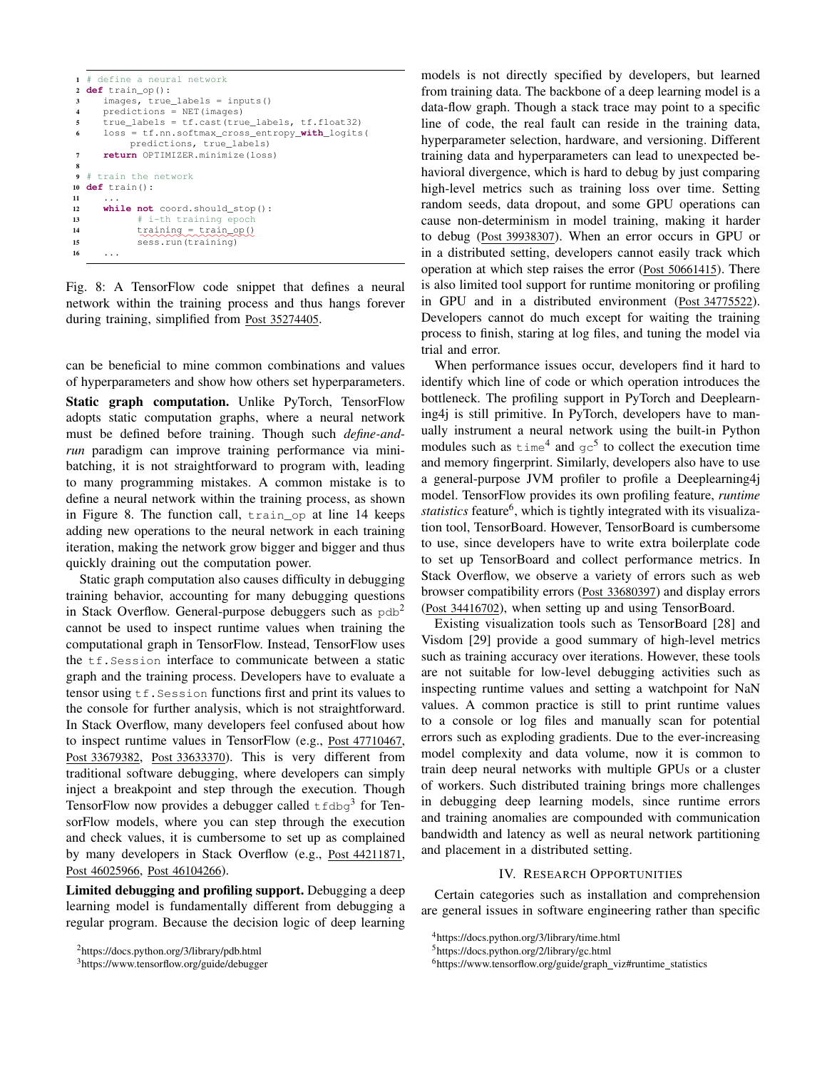```python
# define a neural network
def train_op():
    images, true_labels = inputs()
    predictions = NET(images)
    true_labels = tf.cast(true_labels, tf.float32)
    loss = tf.nn.softmax_cross_entropy_with_logits(
        predictions, true_labels)
    return OPTIMIZER.minimize(loss)

# train the network
def train():
    ...
    while not coord.should_stop():
        # i-th training epoch
        training = train_op()
        sess.run(training)
    ...
```

Fig. 8: A TensorFlow code snippet that defines a neural network within the training process and thus hangs forever during training, simplified from Post 35274405.

can be beneficial to mine common combinations and values of hyperparameters and show how others set hyperparameters.

**Static graph computation.** Unlike PyTorch, TensorFlow adopts static computation graphs, where a neural network must be defined before training. Though such *define-and-run* paradigm can improve training performance via mini-batching, it is not straightforward to program with, leading to many programming mistakes. A common mistake is to define a neural network within the training process, as shown in Figure 8. The function call, `train_op` at line 14 keeps adding new operations to the neural network in each training iteration, making the network grow bigger and bigger and thus quickly draining out the computation power.

Static graph computation also causes difficulty in debugging training behavior, accounting for many debugging questions in Stack Overflow. General-purpose debuggers such as `pdb`[2] cannot be used to inspect runtime values when training the computational graph in TensorFlow. Instead, TensorFlow uses the `tf.Session` interface to communicate between a static graph and the training process. Developers have to evaluate a tensor using `tf.Session` functions first and print its values to the console for further analysis, which is not straightforward. In Stack Overflow, many developers feel confused about how to inspect runtime values in TensorFlow (e.g., Post 47710467, Post 33679382, Post 33633370). This is very different from traditional software debugging, where developers can simply inject a breakpoint and step through the execution. Though TensorFlow now provides a debugger called `tfdbg`[3] for TensorFlow models, where you can step through the execution and check values, it is cumbersome to set up as complained by many developers in Stack Overflow (e.g., Post 44211871, Post 46025966, Post 46104266).

**Limited debugging and profiling support.** Debugging a deep learning model is fundamentally different from debugging a regular program. Because the decision logic of deep learning models is not directly specified by developers, but learned from training data. The backbone of a deep learning model is a data-flow graph. Though a stack trace may point to a specific line of code, the real fault can reside in the training data, hyperparameter selection, hardware, and versioning. Different training data and hyperparameters can lead to unexpected behavioral divergence, which is hard to debug by just comparing high-level metrics such as training loss over time. Setting random seeds, data dropout, and some GPU operations can cause non-determinism in model training, making it harder to debug (Post 39938307). When an error occurs in GPU or in a distributed setting, developers cannot easily track which operation at which step raises the error (Post 50661415). There is also limited tool support for runtime monitoring or profiling in GPU and in a distributed environment (Post 34775522). Developers cannot do much except for waiting the training process to finish, staring at log files, and tuning the model via trial and error.

When performance issues occur, developers find it hard to identify which line of code or which operation introduces the bottleneck. The profiling support in PyTorch and Deeplearning4j is still primitive. In PyTorch, developers have to manually instrument a neural network using the built-in Python modules such as `time`[4] and `gc`[5] to collect the execution time and memory fingerprint. Similarly, developers also have to use a general-purpose JVM profiler to profile a Deeplearning4j model. TensorFlow provides its own profiling feature, *runtime statistics* feature[6], which is tightly integrated with its visualization tool, TensorBoard. However, TensorBoard is cumbersome to use, since developers have to write extra boilerplate code to set up TensorBoard and collect performance metrics. In Stack Overflow, we observe a variety of errors such as web browser compatibility errors (Post 33680397) and display errors (Post 34416702), when setting up and using TensorBoard.

Existing visualization tools such as TensorBoard [28] and Visdom [29] provide a good summary of high-level metrics such as training accuracy over iterations. However, these tools are not suitable for low-level debugging activities such as inspecting runtime values and setting a watchpoint for NaN values. A common practice is still to print runtime values to a console or log files and manually scan for potential errors such as exploding gradients. Due to the ever-increasing model complexity and data volume, now it is common to train deep neural networks with multiple GPUs or a cluster of workers. Such distributed training brings more challenges in debugging deep learning models, since runtime errors and training anomalies are compounded with communication bandwidth and latency as well as neural network partitioning and placement in a distributed setting.

## IV. Research Opportunities

Certain categories such as installation and comprehension are general issues in software engineering rather than specific

[2] https://docs.python.org/3/library/pdb.html

[3] https://www.tensorflow.org/guide/debugger

[4] https://docs.python.org/3/library/time.html

[5] https://docs.python.org/2/library/gc.html

[6] https://www.tensorflow.org/guide/graph_viz#runtime_statistics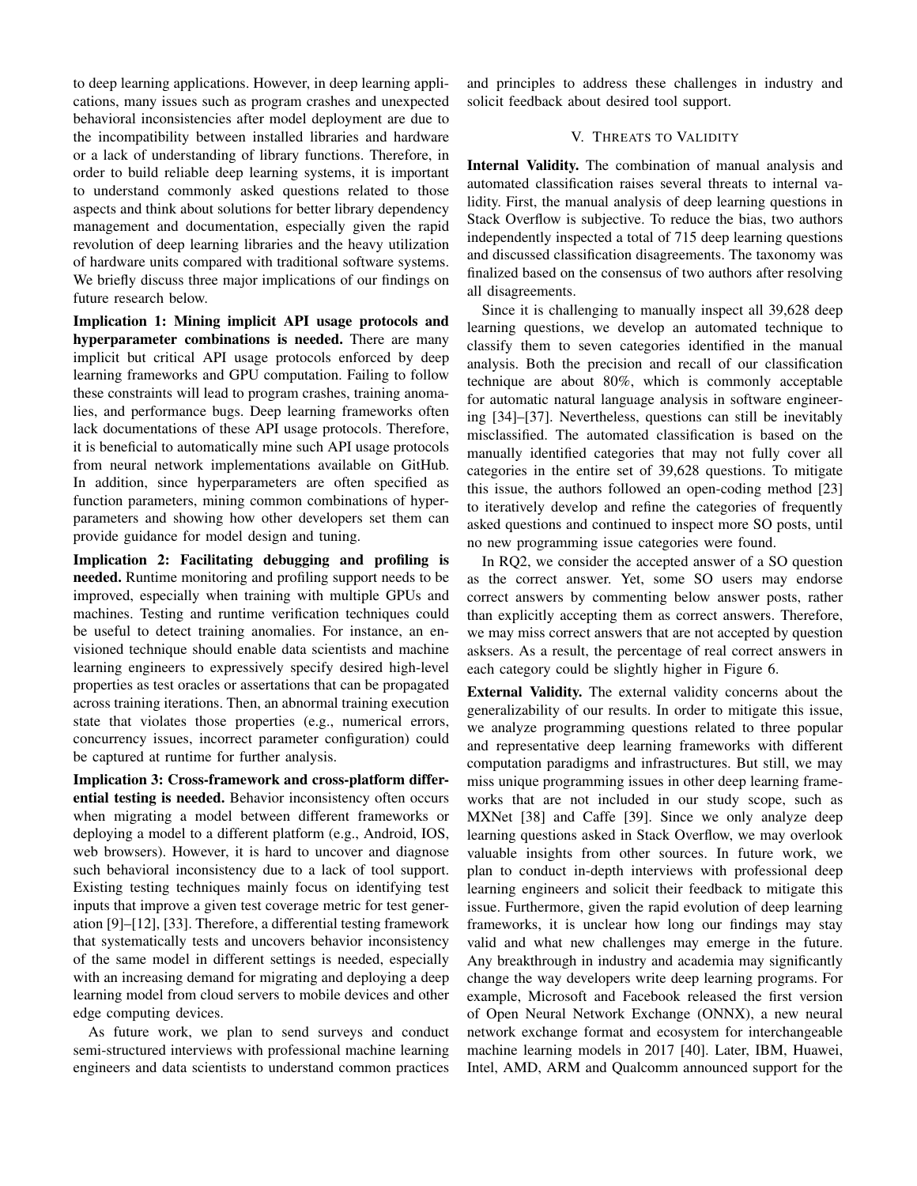to deep learning applications. However, in deep learning applications, many issues such as program crashes and unexpected behavioral inconsistencies after model deployment are due to the incompatibility between installed libraries and hardware or a lack of understanding of library functions. Therefore, in order to build reliable deep learning systems, it is important to understand commonly asked questions related to those aspects and think about solutions for better library dependency management and documentation, especially given the rapid revolution of deep learning libraries and the heavy utilization of hardware units compared with traditional software systems. We briefly discuss three major implications of our findings on future research below.

**Implication 1: Mining implicit API usage protocols and hyperparameter combinations is needed.** There are many implicit but critical API usage protocols enforced by deep learning frameworks and GPU computation. Failing to follow these constraints will lead to program crashes, training anomalies, and performance bugs. Deep learning frameworks often lack documentations of these API usage protocols. Therefore, it is beneficial to automatically mine such API usage protocols from neural network implementations available on GitHub. In addition, since hyperparameters are often specified as function parameters, mining common combinations of hyperparameters and showing how other developers set them can provide guidance for model design and tuning.

**Implication 2: Facilitating debugging and profiling is needed.** Runtime monitoring and profiling support needs to be improved, especially when training with multiple GPUs and machines. Testing and runtime verification techniques could be useful to detect training anomalies. For instance, an envisioned technique should enable data scientists and machine learning engineers to expressively specify desired high-level properties as test oracles or assertations that can be propagated across training iterations. Then, an abnormal training execution state that violates those properties (e.g., numerical errors, concurrency issues, incorrect parameter configuration) could be captured at runtime for further analysis.

**Implication 3: Cross-framework and cross-platform differential testing is needed.** Behavior inconsistency often occurs when migrating a model between different frameworks or deploying a model to a different platform (e.g., Android, IOS, web browsers). However, it is hard to uncover and diagnose such behavioral inconsistency due to a lack of tool support. Existing testing techniques mainly focus on identifying test inputs that improve a given test coverage metric for test generation [9]–[12], [33]. Therefore, a differential testing framework that systematically tests and uncovers behavior inconsistency of the same model in different settings is needed, especially with an increasing demand for migrating and deploying a deep learning model from cloud servers to mobile devices and other edge computing devices.

As future work, we plan to send surveys and conduct semi-structured interviews with professional machine learning engineers and data scientists to understand common practices and principles to address these challenges in industry and solicit feedback about desired tool support.

## V. Threats to Validity

**Internal Validity.** The combination of manual analysis and automated classification raises several threats to internal validity. First, the manual analysis of deep learning questions in Stack Overflow is subjective. To reduce the bias, two authors independently inspected a total of 715 deep learning questions and discussed classification disagreements. The taxonomy was finalized based on the consensus of two authors after resolving all disagreements.

Since it is challenging to manually inspect all 39,628 deep learning questions, we develop an automated technique to classify them to seven categories identified in the manual analysis. Both the precision and recall of our classification technique are about 80%, which is commonly acceptable for automatic natural language analysis in software engineering [34]–[37]. Nevertheless, questions can still be inevitably misclassified. The automated classification is based on the manually identified categories that may not fully cover all categories in the entire set of 39,628 questions. To mitigate this issue, the authors followed an open-coding method [23] to iteratively develop and refine the categories of frequently asked questions and continued to inspect more SO posts, until no new programming issue categories were found.

In RQ2, we consider the accepted answer of a SO question as the correct answer. Yet, some SO users may endorse correct answers by commenting below answer posts, rather than explicitly accepting them as correct answers. Therefore, we may miss correct answers that are not accepted by question asksers. As a result, the percentage of real correct answers in each category could be slightly higher in Figure 6.

**External Validity.** The external validity concerns about the generalizability of our results. In order to mitigate this issue, we analyze programming questions related to three popular and representative deep learning frameworks with different computation paradigms and infrastructures. But still, we may miss unique programming issues in other deep learning frameworks that are not included in our study scope, such as MXNet [38] and Caffe [39]. Since we only analyze deep learning questions asked in Stack Overflow, we may overlook valuable insights from other sources. In future work, we plan to conduct in-depth interviews with professional deep learning engineers and solicit their feedback to mitigate this issue. Furthermore, given the rapid evolution of deep learning frameworks, it is unclear how long our findings may stay valid and what new challenges may emerge in the future. Any breakthrough in industry and academia may significantly change the way developers write deep learning programs. For example, Microsoft and Facebook released the first version of Open Neural Network Exchange (ONNX), a new neural network exchange format and ecosystem for interchangeable machine learning models in 2017 [40]. Later, IBM, Huawei, Intel, AMD, ARM and Qualcomm announced support for the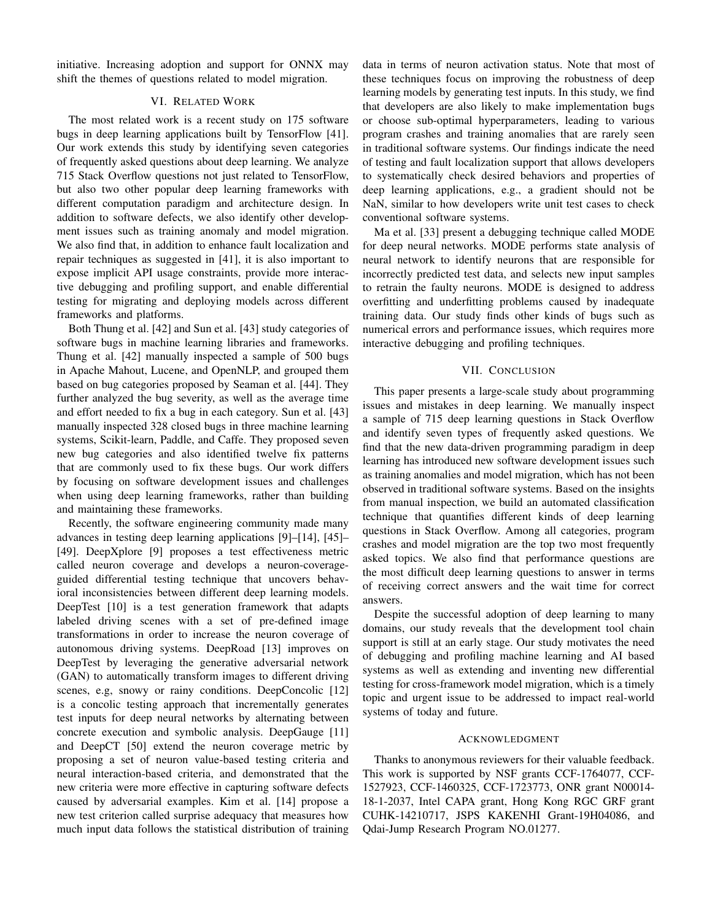initiative. Increasing adoption and support for ONNX may shift the themes of questions related to model migration.

## VI. Related Work

The most related work is a recent study on 175 software bugs in deep learning applications built by TensorFlow [41]. Our work extends this study by identifying seven categories of frequently asked questions about deep learning. We analyze 715 Stack Overflow questions not just related to TensorFlow, but also two other popular deep learning frameworks with different computation paradigm and architecture design. In addition to software defects, we also identify other development issues such as training anomaly and model migration. We also find that, in addition to enhance fault localization and repair techniques as suggested in [41], it is also important to expose implicit API usage constraints, provide more interactive debugging and profiling support, and enable differential testing for migrating and deploying models across different frameworks and platforms.

Both Thung et al. [42] and Sun et al. [43] study categories of software bugs in machine learning libraries and frameworks. Thung et al. [42] manually inspected a sample of 500 bugs in Apache Mahout, Lucene, and OpenNLP, and grouped them based on bug categories proposed by Seaman et al. [44]. They further analyzed the bug severity, as well as the average time and effort needed to fix a bug in each category. Sun et al. [43] manually inspected 328 closed bugs in three machine learning systems, Scikit-learn, Paddle, and Caffe. They proposed seven new bug categories and also identified twelve fix patterns that are commonly used to fix these bugs. Our work differs by focusing on software development issues and challenges when using deep learning frameworks, rather than building and maintaining these frameworks.

Recently, the software engineering community made many advances in testing deep learning applications [9]–[14], [45]–[49]. DeepXplore [9] proposes a test effectiveness metric called neuron coverage and develops a neuron-coverage-guided differential testing technique that uncovers behavioral inconsistencies between different deep learning models. DeepTest [10] is a test generation framework that adapts labeled driving scenes with a set of pre-defined image transformations in order to increase the neuron coverage of autonomous driving systems. DeepRoad [13] improves on DeepTest by leveraging the generative adversarial network (GAN) to automatically transform images to different driving scenes, e.g, snowy or rainy conditions. DeepConcolic [12] is a concolic testing approach that incrementally generates test inputs for deep neural networks by alternating between concrete execution and symbolic analysis. DeepGauge [11] and DeepCT [50] extend the neuron coverage metric by proposing a set of neuron value-based testing criteria and neural interaction-based criteria, and demonstrated that the new criteria were more effective in capturing software defects caused by adversarial examples. Kim et al. [14] propose a new test criterion called surprise adequacy that measures how much input data follows the statistical distribution of training data in terms of neuron activation status. Note that most of these techniques focus on improving the robustness of deep learning models by generating test inputs. In this study, we find that developers are also likely to make implementation bugs or choose sub-optimal hyperparameters, leading to various program crashes and training anomalies that are rarely seen in traditional software systems. Our findings indicate the need of testing and fault localization support that allows developers to systematically check desired behaviors and properties of deep learning applications, e.g., a gradient should not be NaN, similar to how developers write unit test cases to check conventional software systems.

Ma et al. [33] present a debugging technique called MODE for deep neural networks. MODE performs state analysis of neural network to identify neurons that are responsible for incorrectly predicted test data, and selects new input samples to retrain the faulty neurons. MODE is designed to address overfitting and underfitting problems caused by inadequate training data. Our study finds other kinds of bugs such as numerical errors and performance issues, which requires more interactive debugging and profiling techniques.

## VII. Conclusion

This paper presents a large-scale study about programming issues and mistakes in deep learning. We manually inspect a sample of 715 deep learning questions in Stack Overflow and identify seven types of frequently asked questions. We find that the new data-driven programming paradigm in deep learning has introduced new software development issues such as training anomalies and model migration, which has not been observed in traditional software systems. Based on the insights from manual inspection, we build an automated classification technique that quantifies different kinds of deep learning questions in Stack Overflow. Among all categories, program crashes and model migration are the top two most frequently asked topics. We also find that performance questions are the most difficult deep learning questions to answer in terms of receiving correct answers and the wait time for correct answers.

Despite the successful adoption of deep learning to many domains, our study reveals that the development tool chain support is still at an early stage. Our study motivates the need of debugging and profiling machine learning and AI based systems as well as extending and inventing new differential testing for cross-framework model migration, which is a timely topic and urgent issue to be addressed to impact real-world systems of today and future.

## Acknowledgment

Thanks to anonymous reviewers for their valuable feedback. This work is supported by NSF grants CCF-1764077, CCF-1527923, CCF-1460325, CCF-1723773, ONR grant N00014-18-1-2037, Intel CAPA grant, Hong Kong RGC GRF grant CUHK-14210717, JSPS KAKENHI Grant-19H04086, and Qdai-Jump Research Program NO.01277.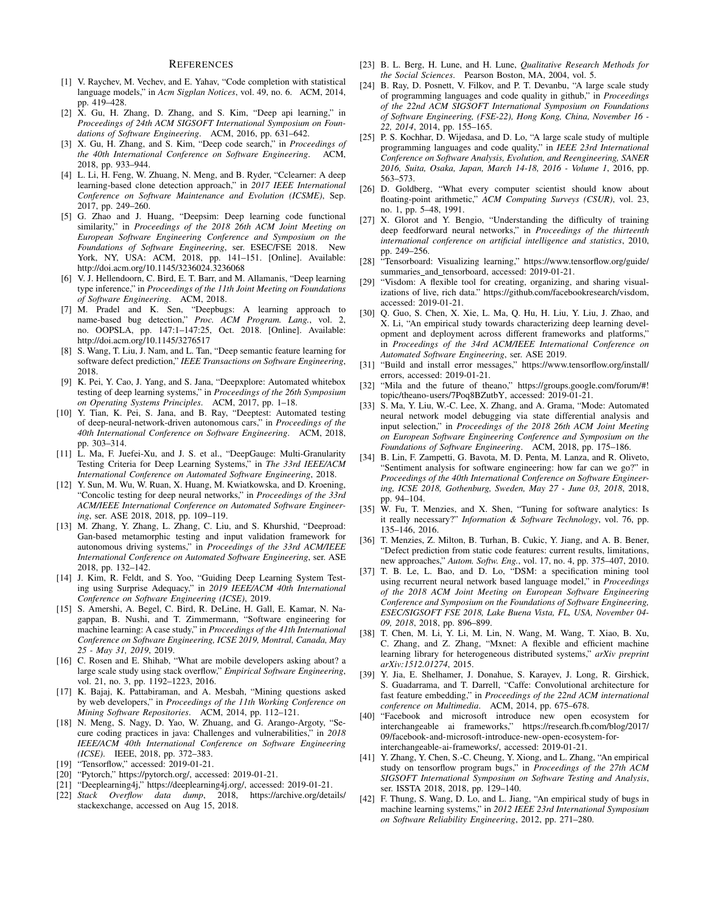## References

[1] V. Raychev, M. Vechev, and E. Yahav, "Code completion with statistical language models," in *Acm Sigplan Notices*, vol. 49, no. 6. ACM, 2014, pp. 419–428.

[2] X. Gu, H. Zhang, D. Zhang, and S. Kim, "Deep api learning," in *Proceedings of 24th ACM SIGSOFT International Symposium on Foundations of Software Engineering*. ACM, 2016, pp. 631–642.

[3] X. Gu, H. Zhang, and S. Kim, "Deep code search," in *Proceedings of the 40th International Conference on Software Engineering*. ACM, 2018, pp. 933–944.

[4] L. Li, H. Feng, W. Zhuang, N. Meng, and B. Ryder, "Cclearner: A deep learning-based clone detection approach," in *2017 IEEE International Conference on Software Maintenance and Evolution (ICSME)*, Sep. 2017, pp. 249–260.

[5] G. Zhao and J. Huang, "Deepsim: Deep learning code functional similarity," in *Proceedings of the 2018 26th ACM Joint Meeting on European Software Engineering Conference and Symposium on the Foundations of Software Engineering*, ser. ESEC/FSE 2018. New York, NY, USA: ACM, 2018, pp. 141–151. [Online]. Available: http://doi.acm.org/10.1145/3236024.3236068

[6] V. J. Hellendoorn, C. Bird, E. T. Barr, and M. Allamanis, "Deep learning type inference," in *Proceedings of the 11th Joint Meeting on Foundations of Software Engineering*. ACM, 2018.

[7] M. Pradel and K. Sen, "Deepbugs: A learning approach to name-based bug detection," *Proc. ACM Program. Lang.*, vol. 2, no. OOPSLA, pp. 147:1–147:25, Oct. 2018. [Online]. Available: http://doi.acm.org/10.1145/3276517

[8] S. Wang, T. Liu, J. Nam, and L. Tan, "Deep semantic feature learning for software defect prediction," *IEEE Transactions on Software Engineering*, 2018.

[9] K. Pei, Y. Cao, J. Yang, and S. Jana, "Deepxplore: Automated whitebox testing of deep learning systems," in *Proceedings of the 26th Symposium on Operating Systems Principles*. ACM, 2017, pp. 1–18.

[10] Y. Tian, K. Pei, S. Jana, and B. Ray, "Deeptest: Automated testing of deep-neural-network-driven autonomous cars," in *Proceedings of the 40th International Conference on Software Engineering*. ACM, 2018, pp. 303–314.

[11] L. Ma, F. Juefei-Xu, and J. S. et al., "DeepGauge: Multi-Granularity Testing Criteria for Deep Learning Systems," in *The 33rd IEEE/ACM International Conference on Automated Software Engineering*, 2018.

[12] Y. Sun, M. Wu, W. Ruan, X. Huang, M. Kwiatkowska, and D. Kroening, "Concolic testing for deep neural networks," in *Proceedings of the 33rd ACM/IEEE International Conference on Automated Software Engineering*, ser. ASE 2018, 2018, pp. 109–119.

[13] M. Zhang, Y. Zhang, L. Zhang, C. Liu, and S. Khurshid, "Deeproad: Gan-based metamorphic testing and input validation framework for autonomous driving systems," in *Proceedings of the 33rd ACM/IEEE International Conference on Automated Software Engineering*, ser. ASE 2018, pp. 132–142.

[14] J. Kim, R. Feldt, and S. Yoo, "Guiding Deep Learning System Testing using Surprise Adequacy," in *2019 IEEE/ACM 40th International Conference on Software Engineering (ICSE)*, 2019.

[15] S. Amershi, A. Begel, C. Bird, R. DeLine, H. Gall, E. Kamar, N. Nagappan, B. Nushi, and T. Zimmermann, "Software engineering for machine learning: A case study," in *Proceedings of the 41th International Conference on Software Engineering, ICSE 2019, Montral, Canada, May 25 - May 31, 2019*, 2019.

[16] C. Rosen and E. Shihab, "What are mobile developers asking about? a large scale study using stack overflow," *Empirical Software Engineering*, vol. 21, no. 3, pp. 1192–1223, 2016.

[17] K. Bajaj, K. Pattabiraman, and A. Mesbah, "Mining questions asked by web developers," in *Proceedings of the 11th Working Conference on Mining Software Repositories*. ACM, 2014, pp. 112–121.

[18] N. Meng, S. Nagy, D. Yao, W. Zhuang, and G. Arango-Argoty, "Secure coding practices in java: Challenges and vulnerabilities," in *2018 IEEE/ACM 40th International Conference on Software Engineering (ICSE)*. IEEE, 2018, pp. 372–383.

[19] "Tensorflow," accessed: 2019-01-21.

[20] "Pytorch," https://pytorch.org/, accessed: 2019-01-21.

[21] "Deeplearning4j," https://deeplearning4j.org/, accessed: 2019-01-21.

[22] *Stack Overflow data dump*, 2018, https://archive.org/details/stackexchange, accessed on Aug 15, 2018.

[23] B. L. Berg, H. Lune, and H. Lune, *Qualitative Research Methods for the Social Sciences*. Pearson Boston, MA, 2004, vol. 5.

[24] B. Ray, D. Posnett, V. Filkov, and P. T. Devanbu, "A large scale study of programming languages and code quality in github," in *Proceedings of the 22nd ACM SIGSOFT International Symposium on Foundations of Software Engineering, (FSE-22), Hong Kong, China, November 16 - 22, 2014*, 2014, pp. 155–165.

[25] P. S. Kochhar, D. Wijedasa, and D. Lo, "A large scale study of multiple programming languages and code quality," in *IEEE 23rd International Conference on Software Analysis, Evolution, and Reengineering, SANER 2016, Suita, Osaka, Japan, March 14-18, 2016 - Volume 1*, 2016, pp. 563–573.

[26] D. Goldberg, "What every computer scientist should know about floating-point arithmetic," *ACM Computing Surveys (CSUR)*, vol. 23, no. 1, pp. 5–48, 1991.

[27] X. Glorot and Y. Bengio, "Understanding the difficulty of training deep feedforward neural networks," in *Proceedings of the thirteenth international conference on artificial intelligence and statistics*, 2010, pp. 249–256.

[28] "Tensorboard: Visualizing learning," https://www.tensorflow.org/guide/summaries_and_tensorboard, accessed: 2019-01-21.

[29] "Visdom: A flexible tool for creating, organizing, and sharing visualizations of live, rich data." https://github.com/facebookresearch/visdom, accessed: 2019-01-21.

[30] Q. Guo, S. Chen, X. Xie, L. Ma, Q. Hu, H. Liu, Y. Liu, J. Zhao, and X. Li, "An empirical study towards characterizing deep learning development and deployment across different frameworks and platforms," in *Proceedings of the 34rd ACM/IEEE International Conference on Automated Software Engineering*, ser. ASE 2019.

[31] "Build and install error messages," https://www.tensorflow.org/install/errors, accessed: 2019-01-21.

[32] "Mila and the future of theano," https://groups.google.com/forum/#!topic/theano-users/7Poq8BZutbY, accessed: 2019-01-21.

[33] S. Ma, Y. Liu, W.-C. Lee, X. Zhang, and A. Grama, "Mode: Automated neural network model debugging via state differential analysis and input selection," in *Proceedings of the 2018 26th ACM Joint Meeting on European Software Engineering Conference and Symposium on the Foundations of Software Engineering*. ACM, 2018, pp. 175–186.

[34] B. Lin, F. Zampetti, G. Bavota, M. D. Penta, M. Lanza, and R. Oliveto, "Sentiment analysis for software engineering: how far can we go?" in *Proceedings of the 40th International Conference on Software Engineering, ICSE 2018, Gothenburg, Sweden, May 27 - June 03, 2018*, 2018, pp. 94–104.

[35] W. Fu, T. Menzies, and X. Shen, "Tuning for software analytics: Is it really necessary?" *Information & Software Technology*, vol. 76, pp. 135–146, 2016.

[36] T. Menzies, Z. Milton, B. Turhan, B. Cukic, Y. Jiang, and A. B. Bener, "Defect prediction from static code features: current results, limitations, new approaches," *Autom. Softw. Eng.*, vol. 17, no. 4, pp. 375–407, 2010.

[37] T. B. Le, L. Bao, and D. Lo, "DSM: a specification mining tool using recurrent neural network based language model," in *Proceedings of the 2018 ACM Joint Meeting on European Software Engineering Conference and Symposium on the Foundations of Software Engineering, ESEC/SIGSOFT FSE 2018, Lake Buena Vista, FL, USA, November 04-09, 2018*, 2018, pp. 896–899.

[38] T. Chen, M. Li, Y. Li, M. Lin, N. Wang, M. Wang, T. Xiao, B. Xu, C. Zhang, and Z. Zhang, "Mxnet: A flexible and efficient machine learning library for heterogeneous distributed systems," *arXiv preprint arXiv:1512.01274*, 2015.

[39] Y. Jia, E. Shelhamer, J. Donahue, S. Karayev, J. Long, R. Girshick, S. Guadarrama, and T. Darrell, "Caffe: Convolutional architecture for fast feature embedding," in *Proceedings of the 22nd ACM international conference on Multimedia*. ACM, 2014, pp. 675–678.

[40] "Facebook and microsoft introduce new open ecosystem for interchangeable ai frameworks," https://research.fb.com/blog/2017/09/facebook-and-microsoft-introduce-new-open-ecosystem-for-interchangeable-ai-frameworks/, accessed: 2019-01-21.

[41] Y. Zhang, Y. Chen, S.-C. Cheung, Y. Xiong, and L. Zhang, "An empirical study on tensorflow program bugs," in *Proceedings of the 27th ACM SIGSOFT International Symposium on Software Testing and Analysis*, ser. ISSTA 2018, 2018, pp. 129–140.

[42] F. Thung, S. Wang, D. Lo, and L. Jiang, "An empirical study of bugs in machine learning systems," in *2012 IEEE 23rd International Symposium on Software Reliability Engineering*, 2012, pp. 271–280.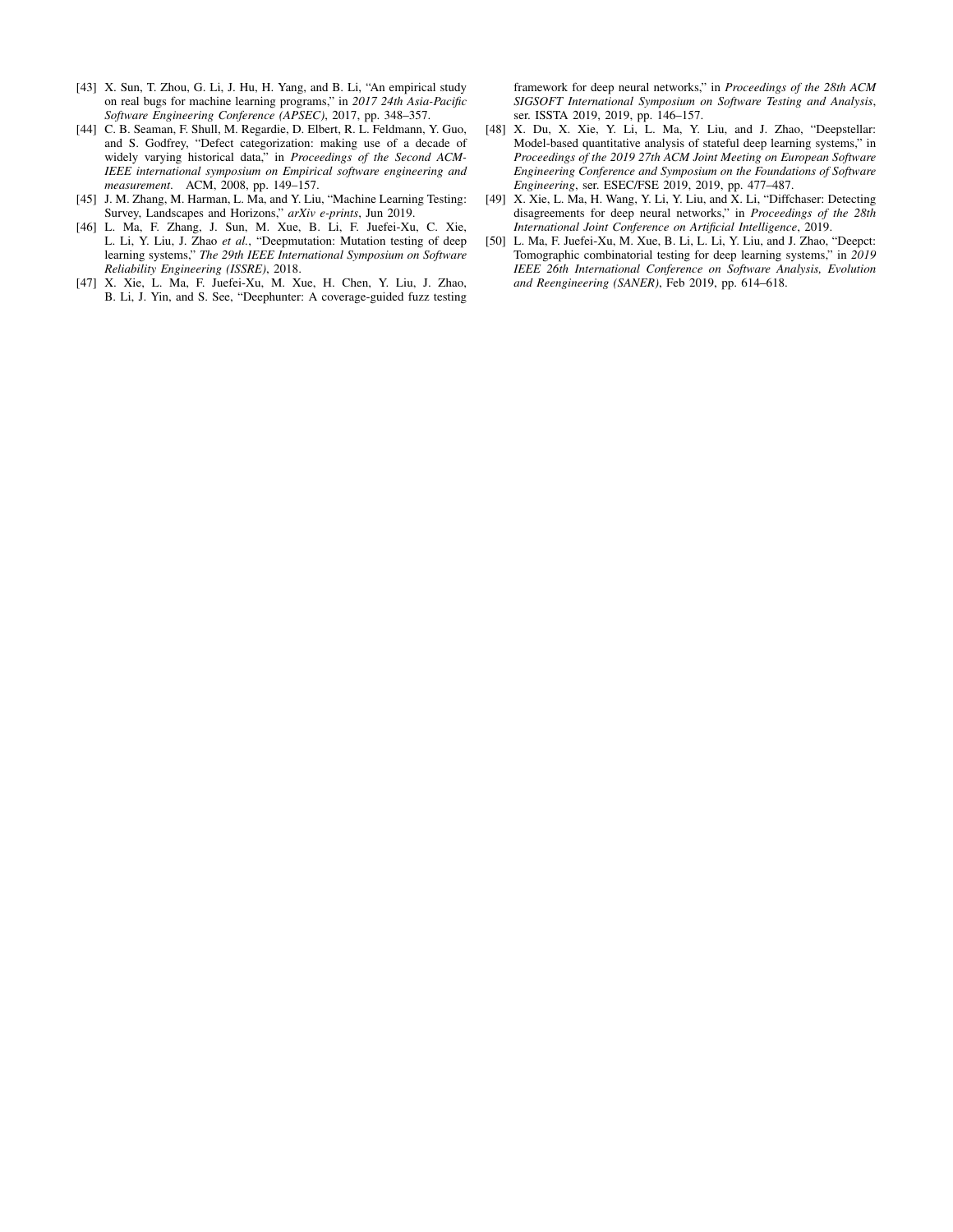[43] X. Sun, T. Zhou, G. Li, J. Hu, H. Yang, and B. Li, "An empirical study on real bugs for machine learning programs," in *2017 24th Asia-Pacific Software Engineering Conference (APSEC)*, 2017, pp. 348–357.

[44] C. B. Seaman, F. Shull, M. Regardie, D. Elbert, R. L. Feldmann, Y. Guo, and S. Godfrey, "Defect categorization: making use of a decade of widely varying historical data," in *Proceedings of the Second ACM-IEEE international symposium on Empirical software engineering and measurement*. ACM, 2008, pp. 149–157.

[45] J. M. Zhang, M. Harman, L. Ma, and Y. Liu, "Machine Learning Testing: Survey, Landscapes and Horizons," *arXiv e-prints*, Jun 2019.

[46] L. Ma, F. Zhang, J. Sun, M. Xue, B. Li, F. Juefei-Xu, C. Xie, L. Li, Y. Liu, J. Zhao *et al.*, "Deepmutation: Mutation testing of deep learning systems," *The 29th IEEE International Symposium on Software Reliability Engineering (ISSRE)*, 2018.

[47] X. Xie, L. Ma, F. Juefei-Xu, M. Xue, H. Chen, Y. Liu, J. Zhao, B. Li, J. Yin, and S. See, "Deephunter: A coverage-guided fuzz testing framework for deep neural networks," in *Proceedings of the 28th ACM SIGSOFT International Symposium on Software Testing and Analysis*, ser. ISSTA 2019, 2019, pp. 146–157.

[48] X. Du, X. Xie, Y. Li, L. Ma, Y. Liu, and J. Zhao, "Deepstellar: Model-based quantitative analysis of stateful deep learning systems," in *Proceedings of the 2019 27th ACM Joint Meeting on European Software Engineering Conference and Symposium on the Foundations of Software Engineering*, ser. ESEC/FSE 2019, 2019, pp. 477–487.

[49] X. Xie, L. Ma, H. Wang, Y. Li, Y. Liu, and X. Li, "Diffchaser: Detecting disagreements for deep neural networks," in *Proceedings of the 28th International Joint Conference on Artificial Intelligence*, 2019.

[50] L. Ma, F. Juefei-Xu, M. Xue, B. Li, L. Li, Y. Liu, and J. Zhao, "Deepct: Tomographic combinatorial testing for deep learning systems," in *2019 IEEE 26th International Conference on Software Analysis, Evolution and Reengineering (SANER)*, Feb 2019, pp. 614–618.